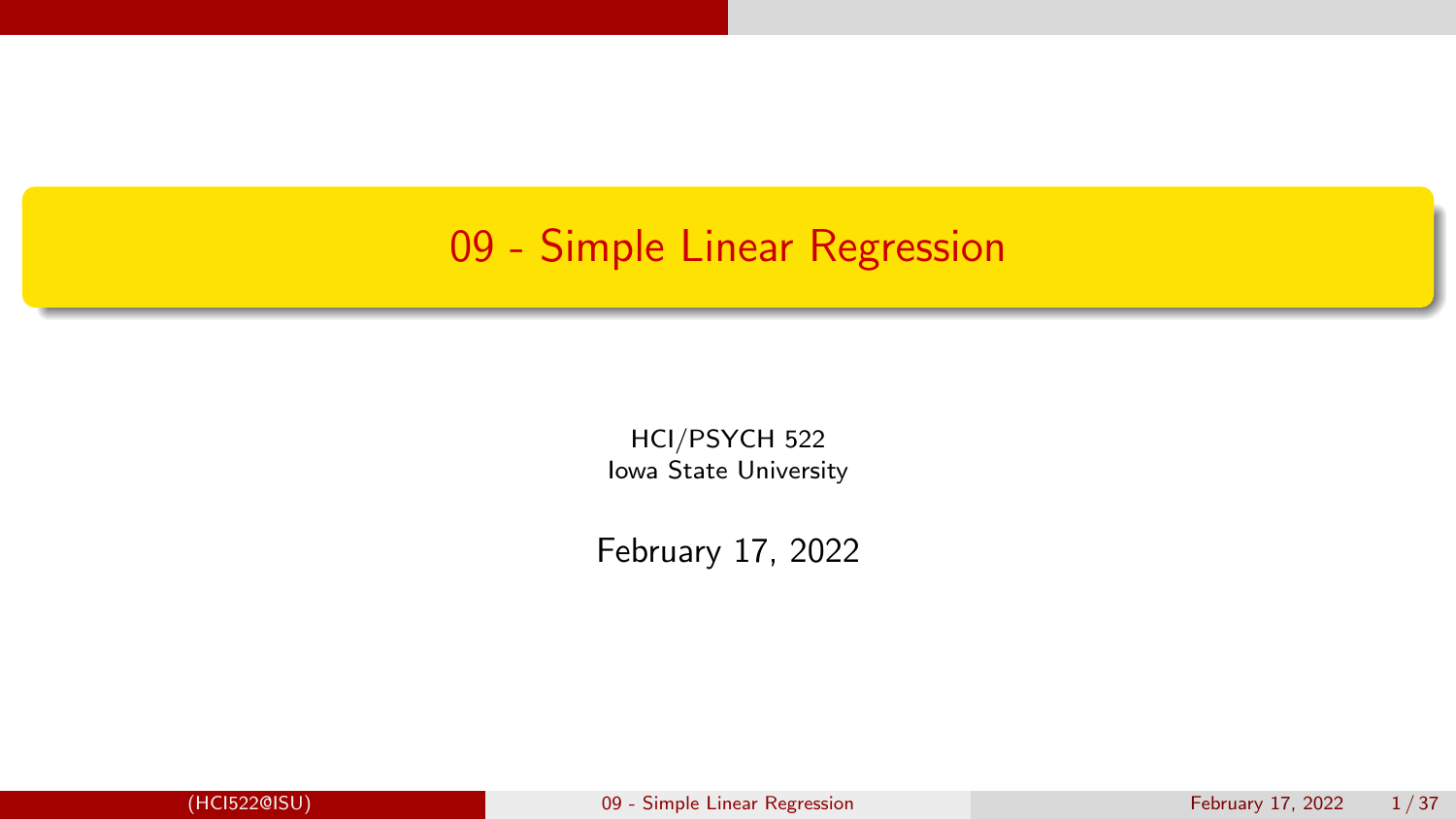# 09 - Simple Linear Regression

HCI/PSYCH 522
Iowa State University

February 17, 2022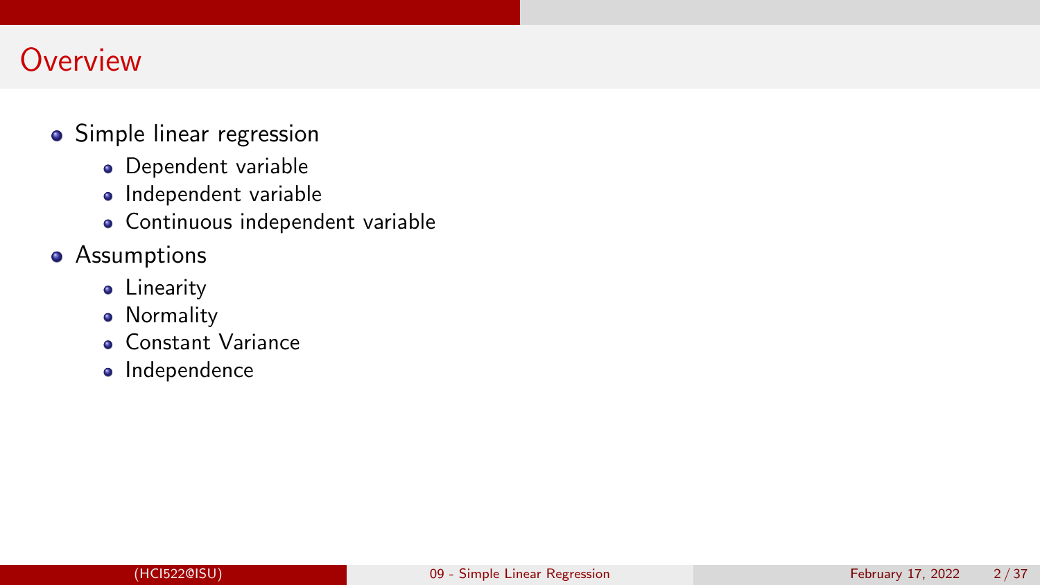# Overview

- Simple linear regression
  - Dependent variable
  - Independent variable
  - Continuous independent variable
- Assumptions
  - Linearity
  - Normality
  - Constant Variance
  - Independence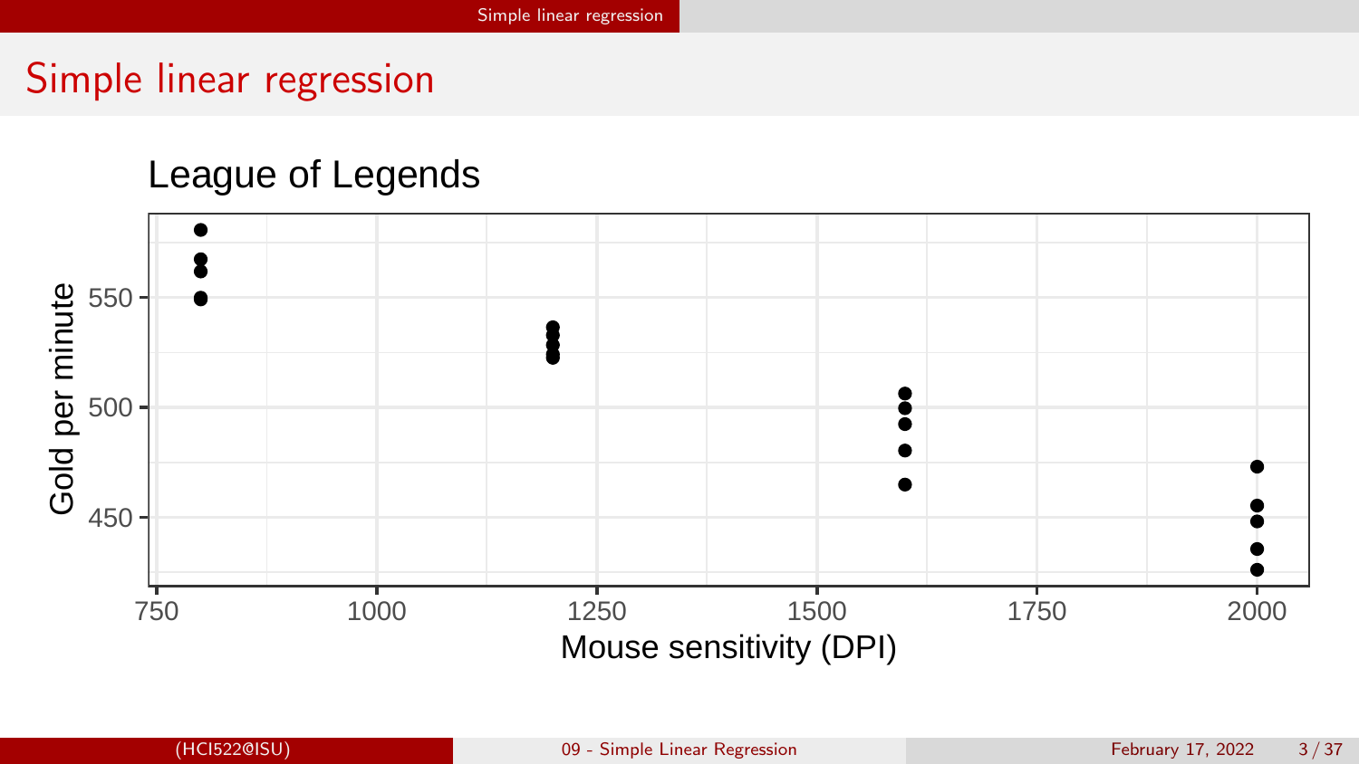# Simple linear regression

League of Legends

Gold per minute

Mouse sensitivity (DPI)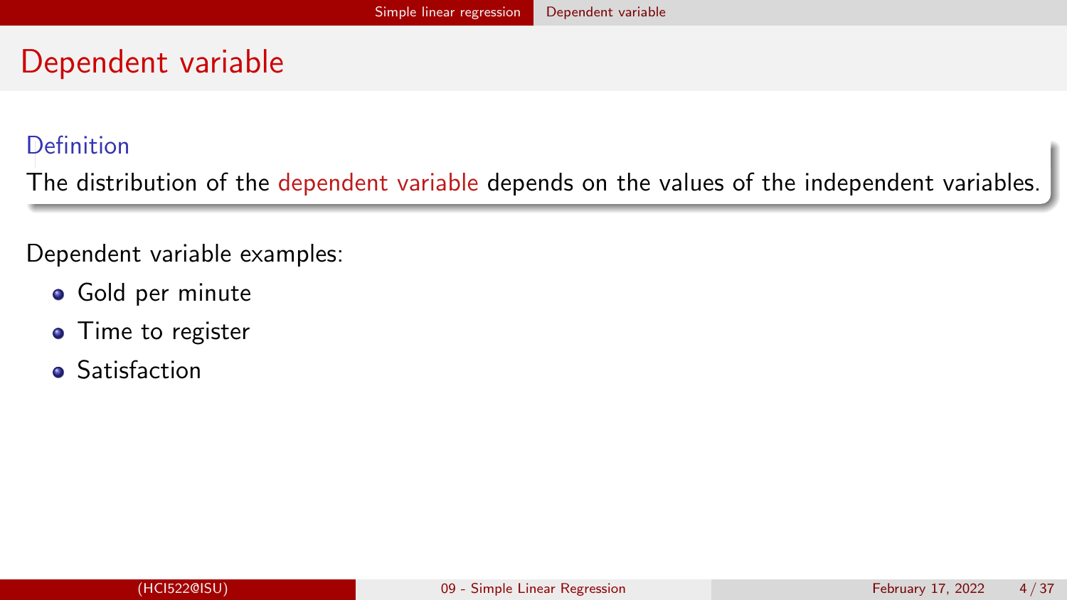# Dependent variable

**Definition**

The distribution of the dependent variable depends on the values of the independent variables.

Dependent variable examples:

- Gold per minute
- Time to register
- Satisfaction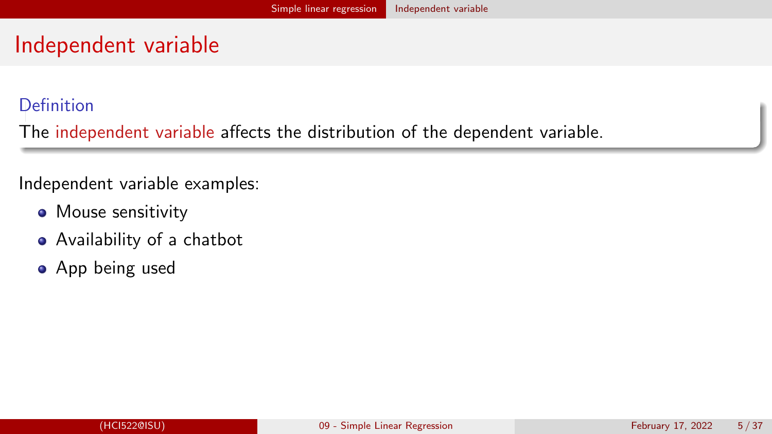# Independent variable

**Definition**

The independent variable affects the distribution of the dependent variable.

Independent variable examples:

- Mouse sensitivity
- Availability of a chatbot
- App being used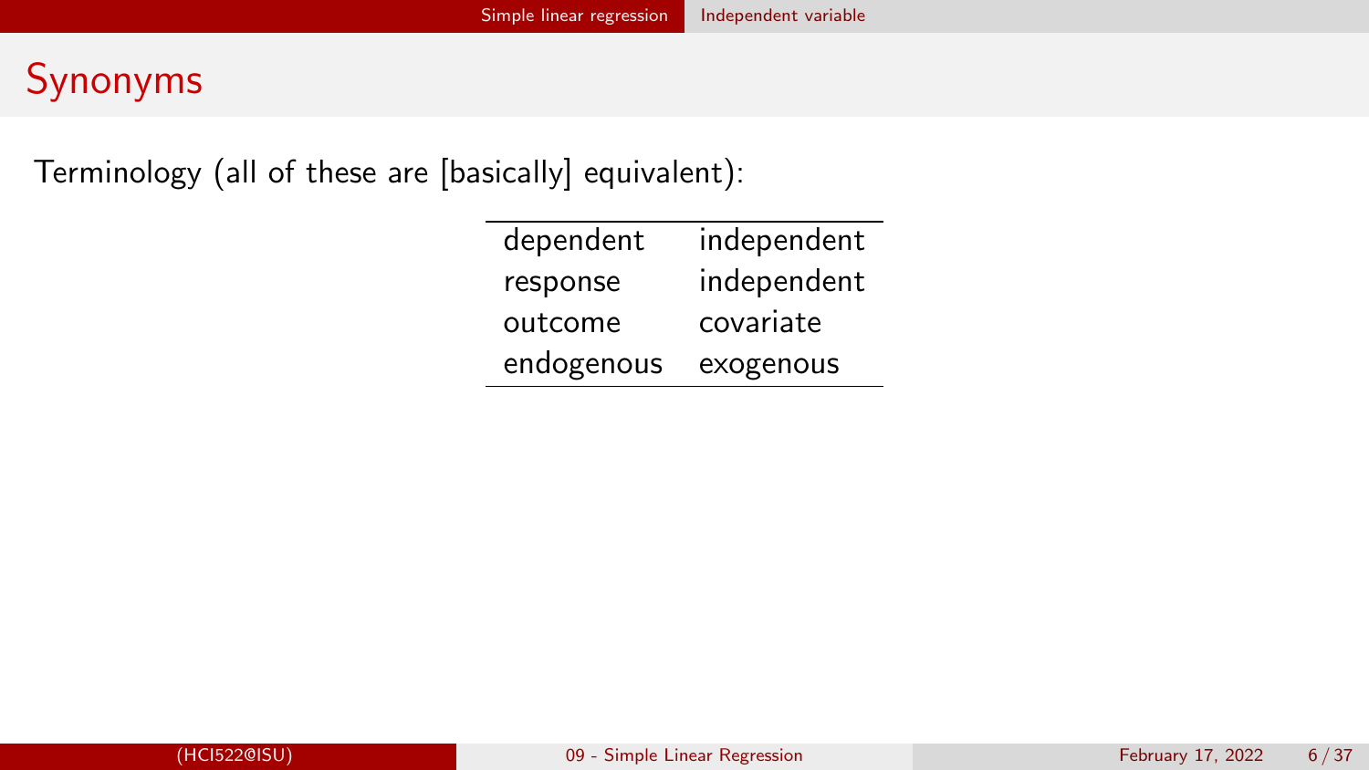# Synonyms

Terminology (all of these are [basically] equivalent):

| | |
|---|---|
| dependent | independent |
| response | independent |
| outcome | covariate |
| endogenous | exogenous |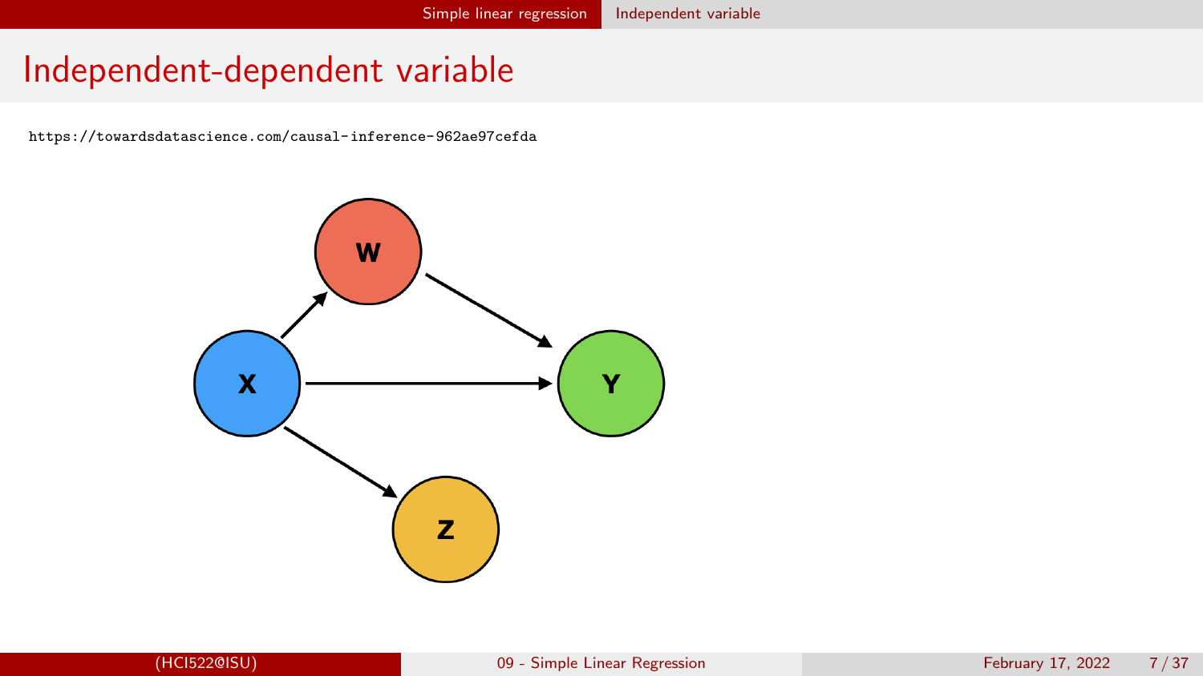# Independent-dependent variable

https://towardsdatascience.com/causal-inference-962ae97cefda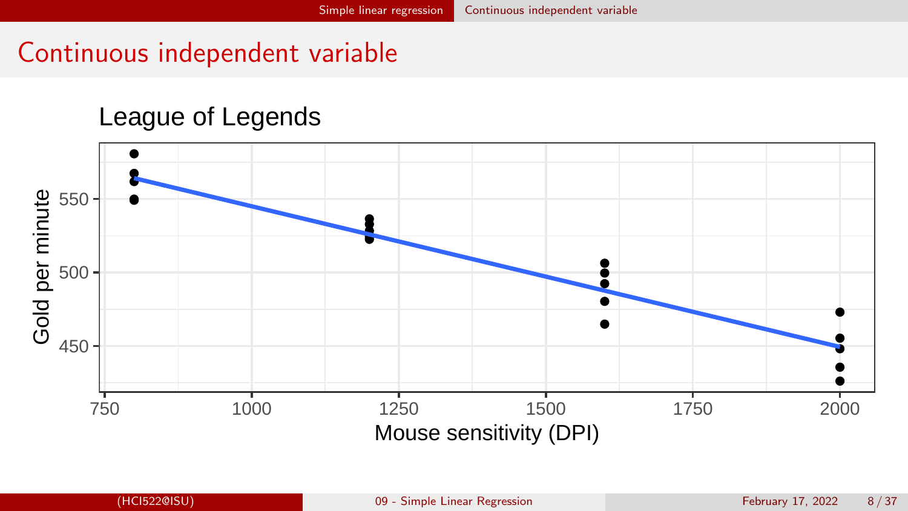# Continuous independent variable

League of Legends

Gold per minute

Mouse sensitivity (DPI)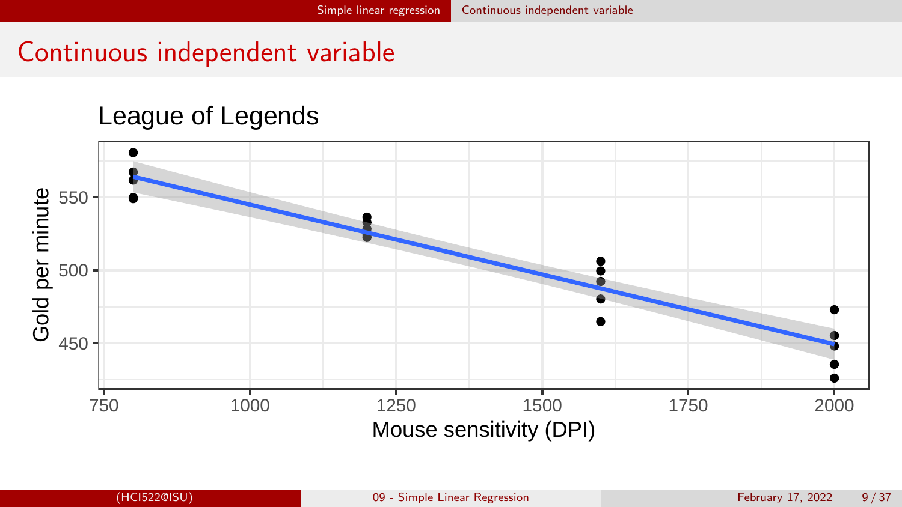# Continuous independent variable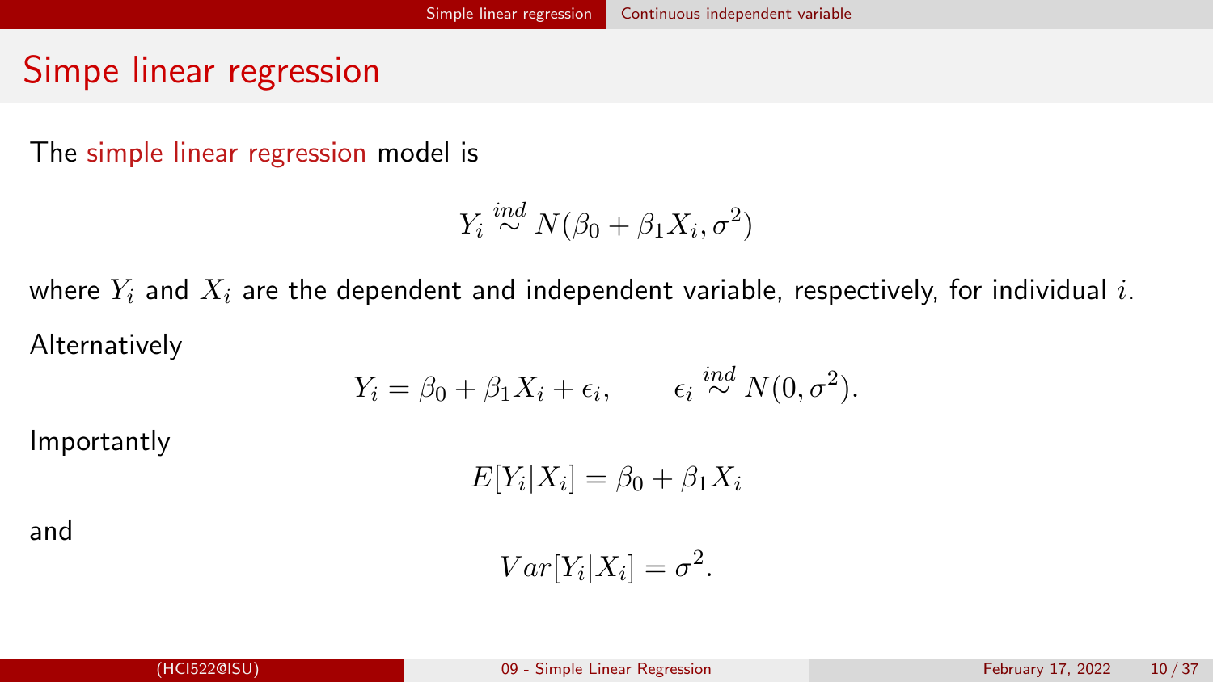# Simpe linear regression

The simple linear regression model is

$$Y_i \stackrel{ind}{\sim} N(\beta_0 + \beta_1 X_i, \sigma^2)$$

where $Y_i$ and $X_i$ are the dependent and independent variable, respectively, for individual $i$.

Alternatively

$$Y_i = \beta_0 + \beta_1 X_i + \epsilon_i, \qquad \epsilon_i \stackrel{ind}{\sim} N(0, \sigma^2).$$

Importantly

$$E[Y_i|X_i] = \beta_0 + \beta_1 X_i$$

and

$$Var[Y_i|X_i] = \sigma^2.$$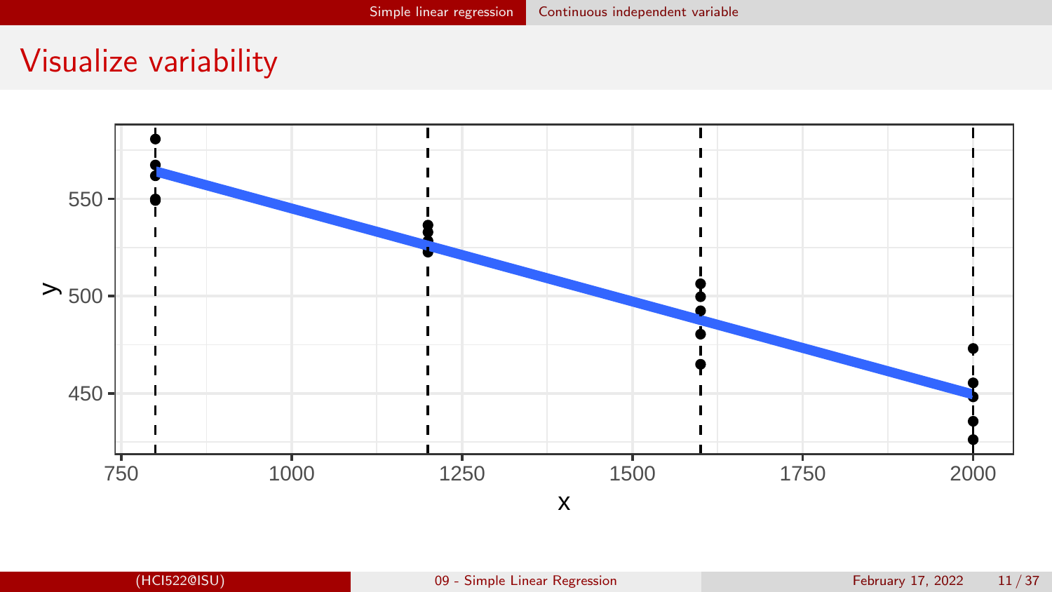# Visualize variability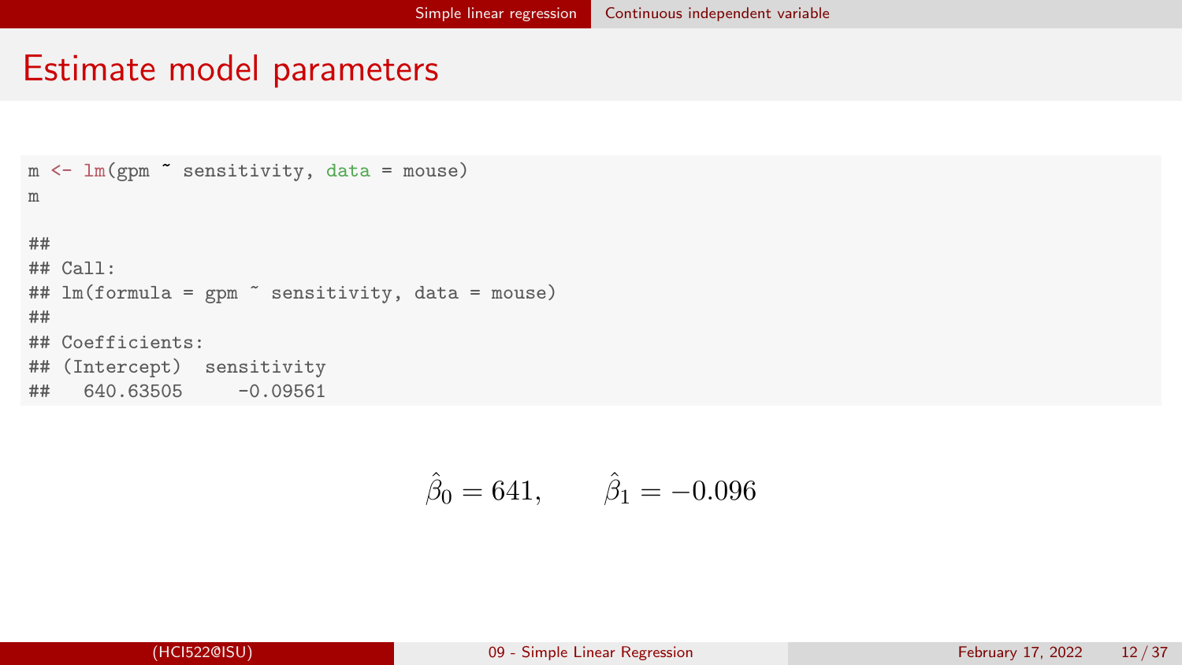# Estimate model parameters

```r
m <- lm(gpm ~ sensitivity, data = mouse)
m

##
## Call:
## lm(formula = gpm ~ sensitivity, data = mouse)
##
## Coefficients:
## (Intercept)  sensitivity
##   640.63505     -0.09561
```

$$\hat{\beta}_0 = 641, \qquad \hat{\beta}_1 = -0.096$$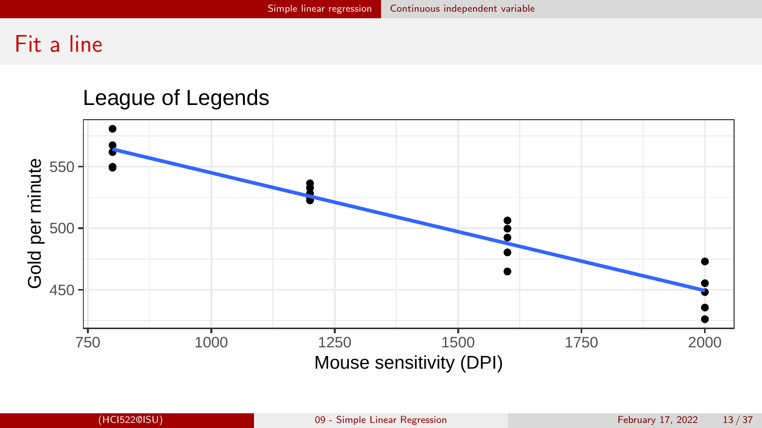# Fit a line

League of Legends

Gold per minute

Mouse sensitivity (DPI)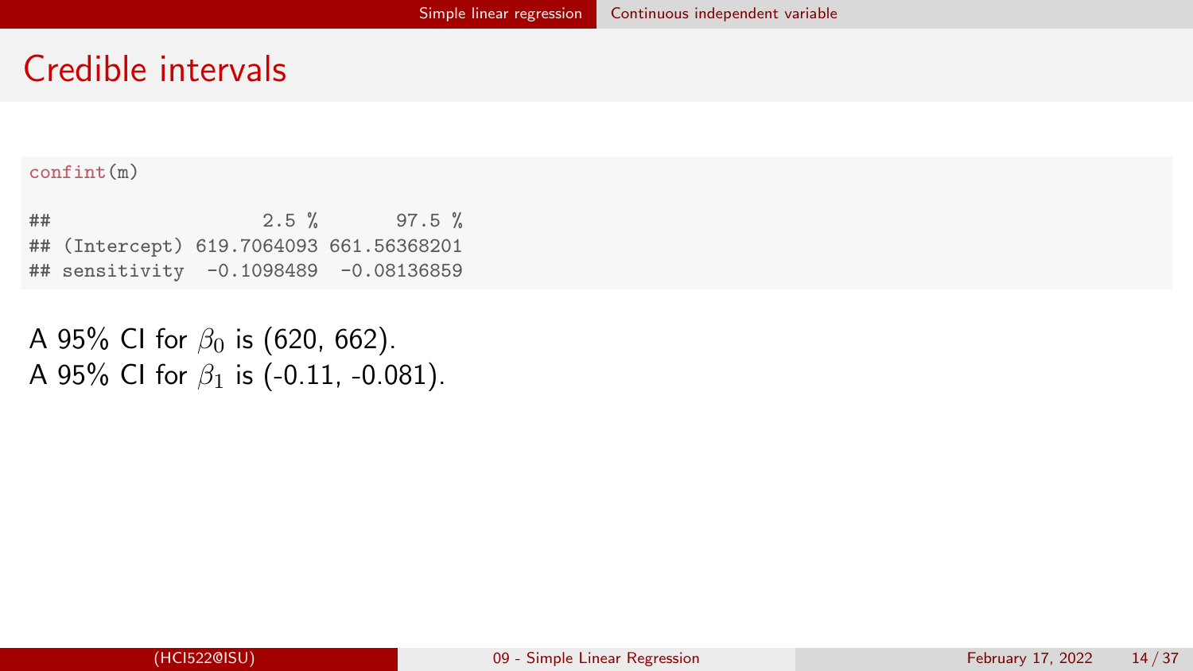# Credible intervals

```
confint(m)

##                   2.5 %       97.5 %
## (Intercept) 619.7064093 661.56368201
## sensitivity  -0.1098489  -0.08136859
```

A 95% CI for $\beta_0$ is (620, 662).
A 95% CI for $\beta_1$ is (-0.11, -0.081).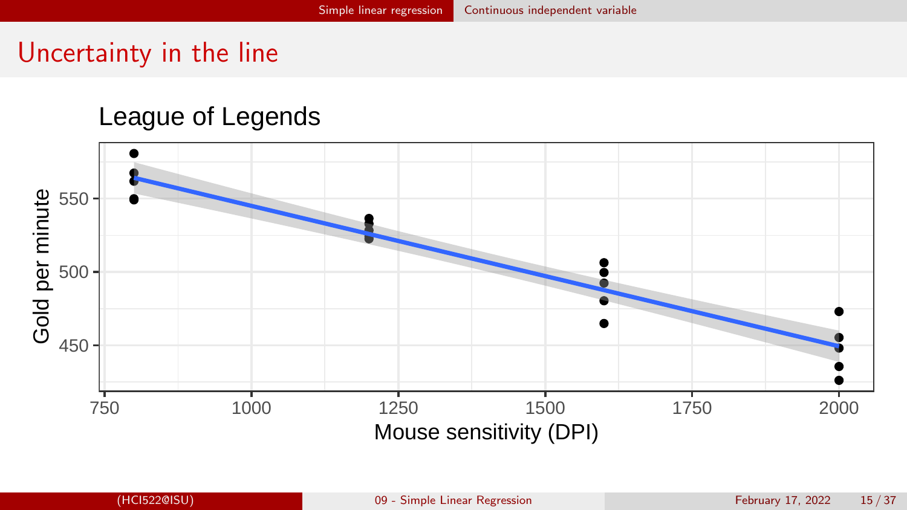# Uncertainty in the line

League of Legends

Gold per minute

Mouse sensitivity (DPI)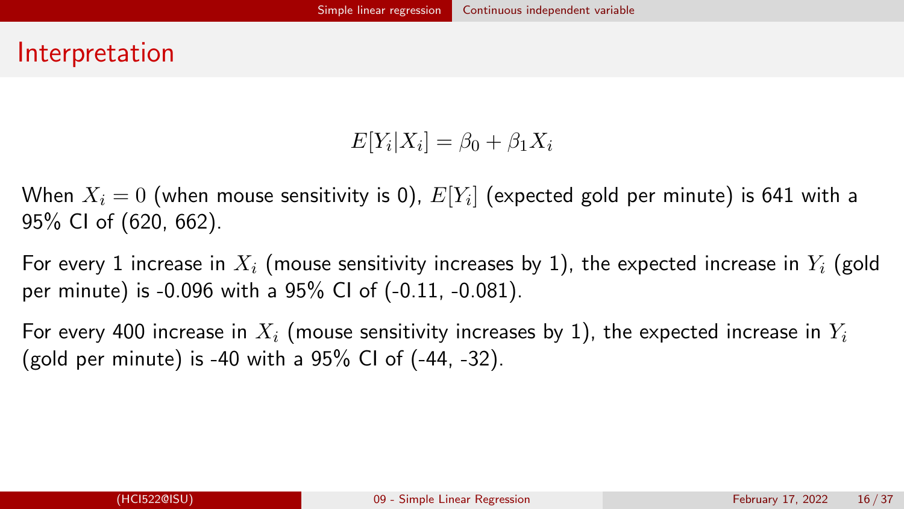# Interpretation

$$E[Y_i|X_i] = \beta_0 + \beta_1 X_i$$

When $X_i = 0$ (when mouse sensitivity is 0), $E[Y_i]$ (expected gold per minute) is 641 with a 95% CI of (620, 662).

For every 1 increase in $X_i$ (mouse sensitivity increases by 1), the expected increase in $Y_i$ (gold per minute) is -0.096 with a 95% CI of (-0.11, -0.081).

For every 400 increase in $X_i$ (mouse sensitivity increases by 1), the expected increase in $Y_i$ (gold per minute) is -40 with a 95% CI of (-44, -32).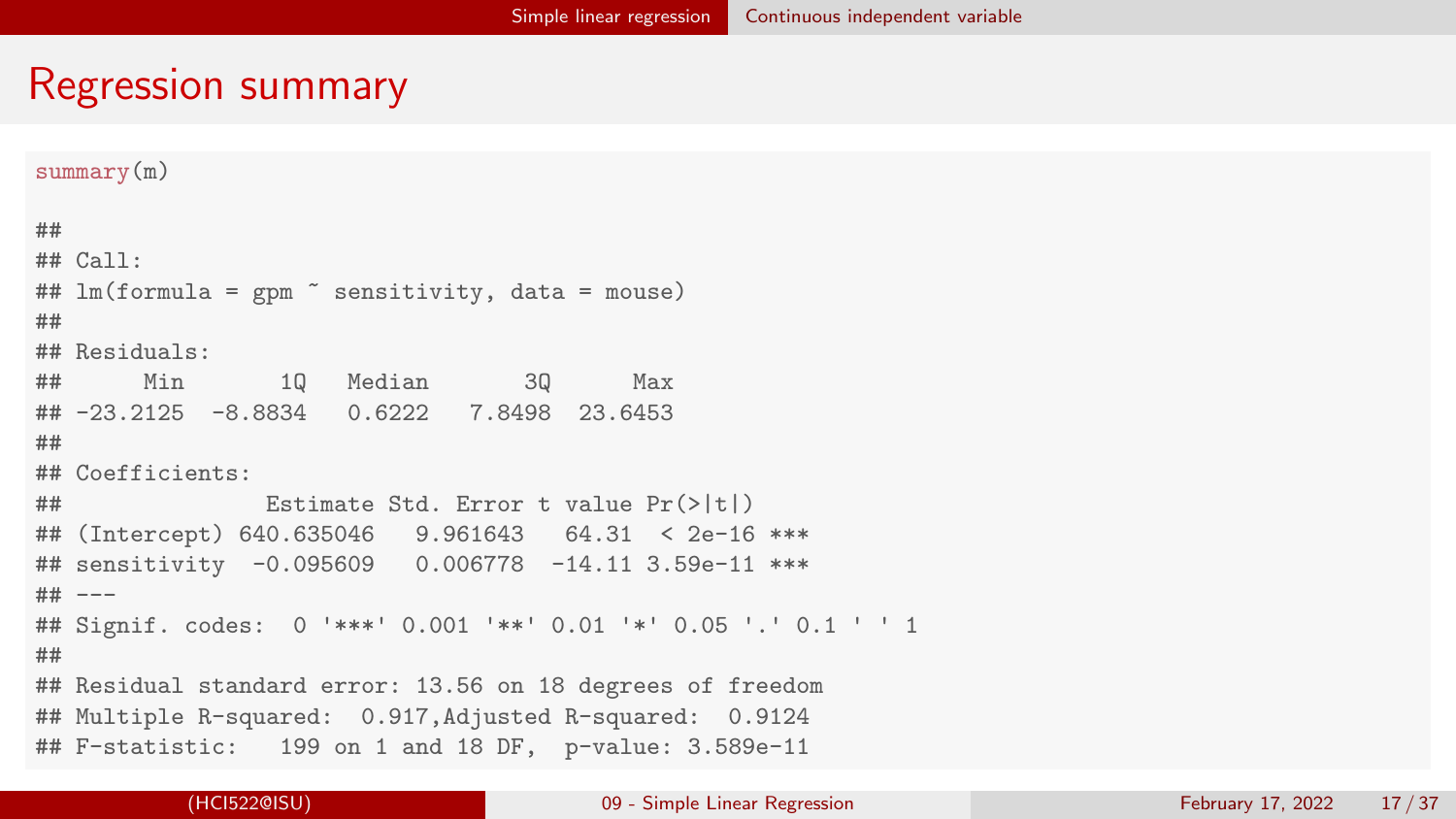# Regression summary

```
summary(m)

##
## Call:
## lm(formula = gpm ~ sensitivity, data = mouse)
##
## Residuals:
##      Min       1Q   Median       3Q      Max
## -23.2125  -8.8834   0.6222   7.8498  23.6453
##
## Coefficients:
##               Estimate Std. Error t value Pr(>|t|)
## (Intercept) 640.635046   9.961643   64.31  < 2e-16 ***
## sensitivity  -0.095609   0.006778  -14.11 3.59e-11 ***
## ---
## Signif. codes:  0 '***' 0.001 '**' 0.01 '*' 0.05 '.' 0.1 ' ' 1
##
## Residual standard error: 13.56 on 18 degrees of freedom
## Multiple R-squared:  0.917,Adjusted R-squared:  0.9124
## F-statistic:   199 on 1 and 18 DF,  p-value: 3.589e-11
```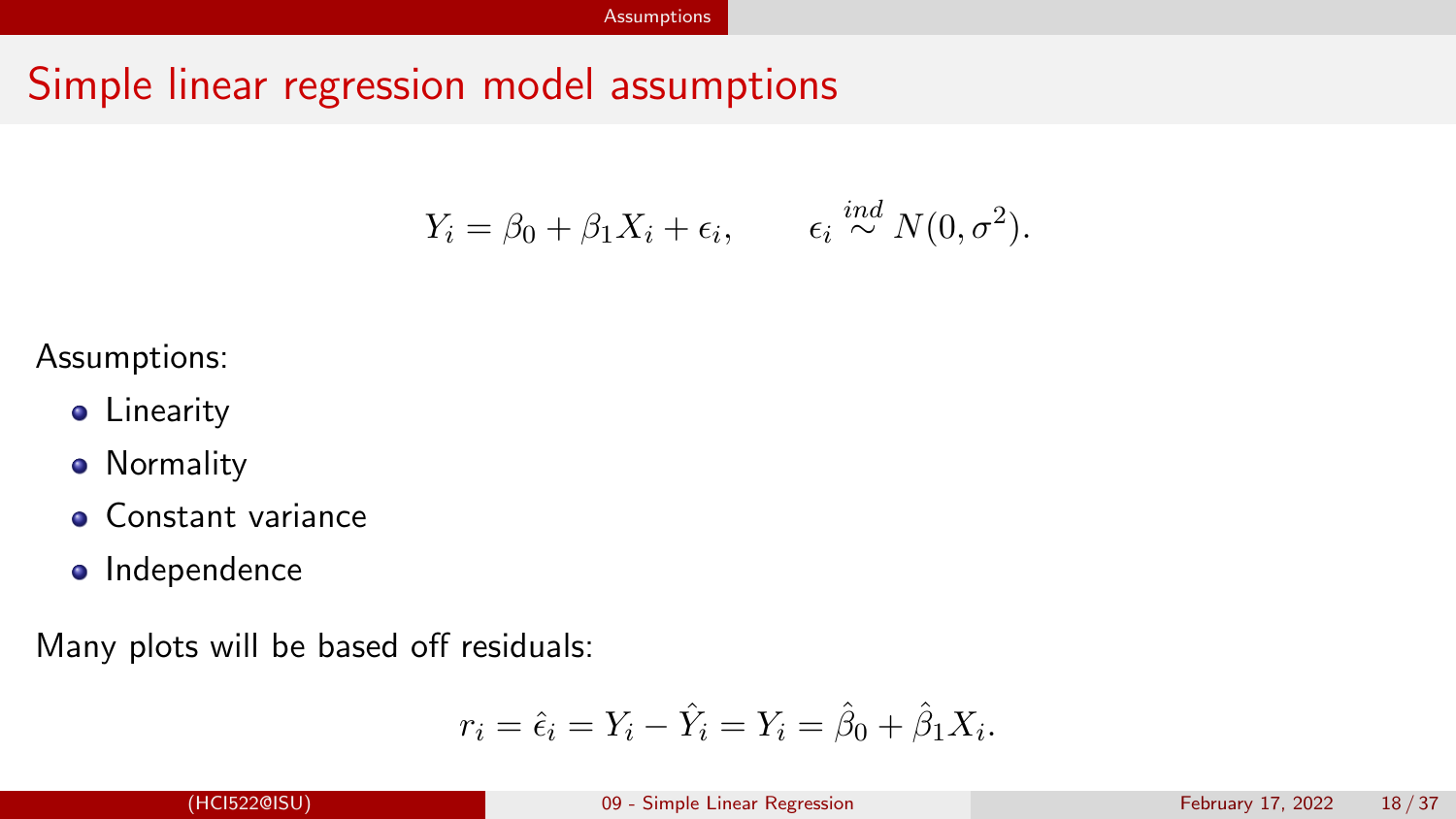# Simple linear regression model assumptions

$$Y_i = \beta_0 + \beta_1 X_i + \epsilon_i, \qquad \epsilon_i \stackrel{ind}{\sim} N(0, \sigma^2).$$

Assumptions:

- Linearity
- Normality
- Constant variance
- Independence

Many plots will be based off residuals:

$$r_i = \hat{\epsilon}_i = Y_i - \hat{Y}_i = Y_i = \hat{\beta}_0 + \hat{\beta}_1 X_i.$$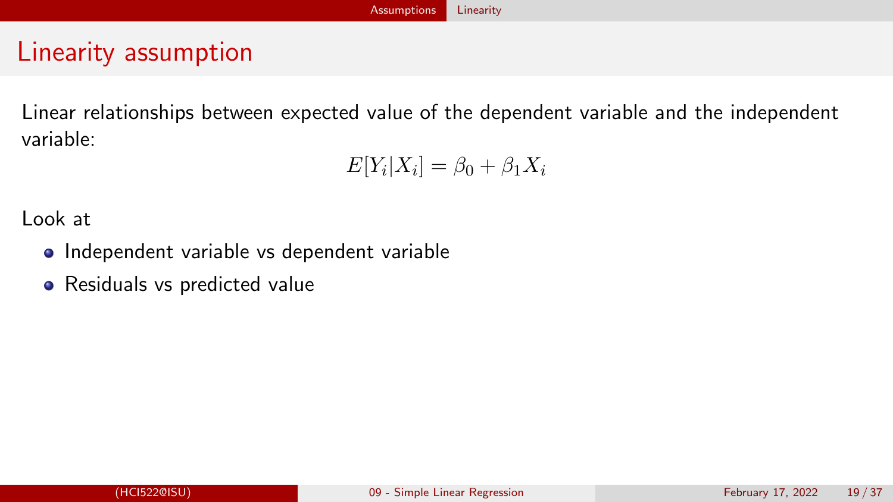# Linearity assumption

Linear relationships between expected value of the dependent variable and the independent variable:

$$E[Y_i|X_i] = \beta_0 + \beta_1 X_i$$

Look at

- Independent variable vs dependent variable
- Residuals vs predicted value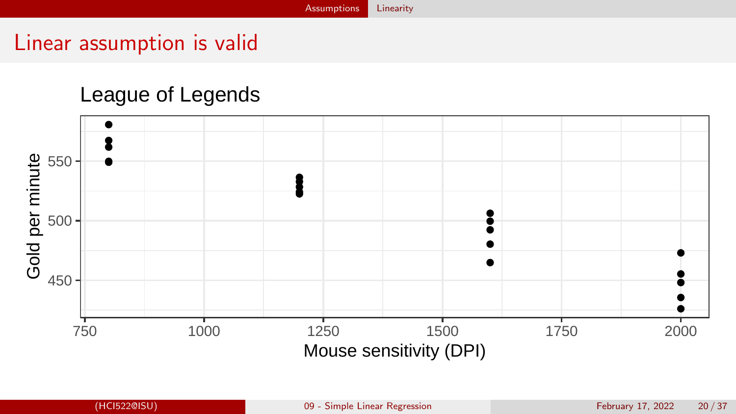# Linear assumption is valid

League of Legends

Gold per minute

Mouse sensitivity (DPI)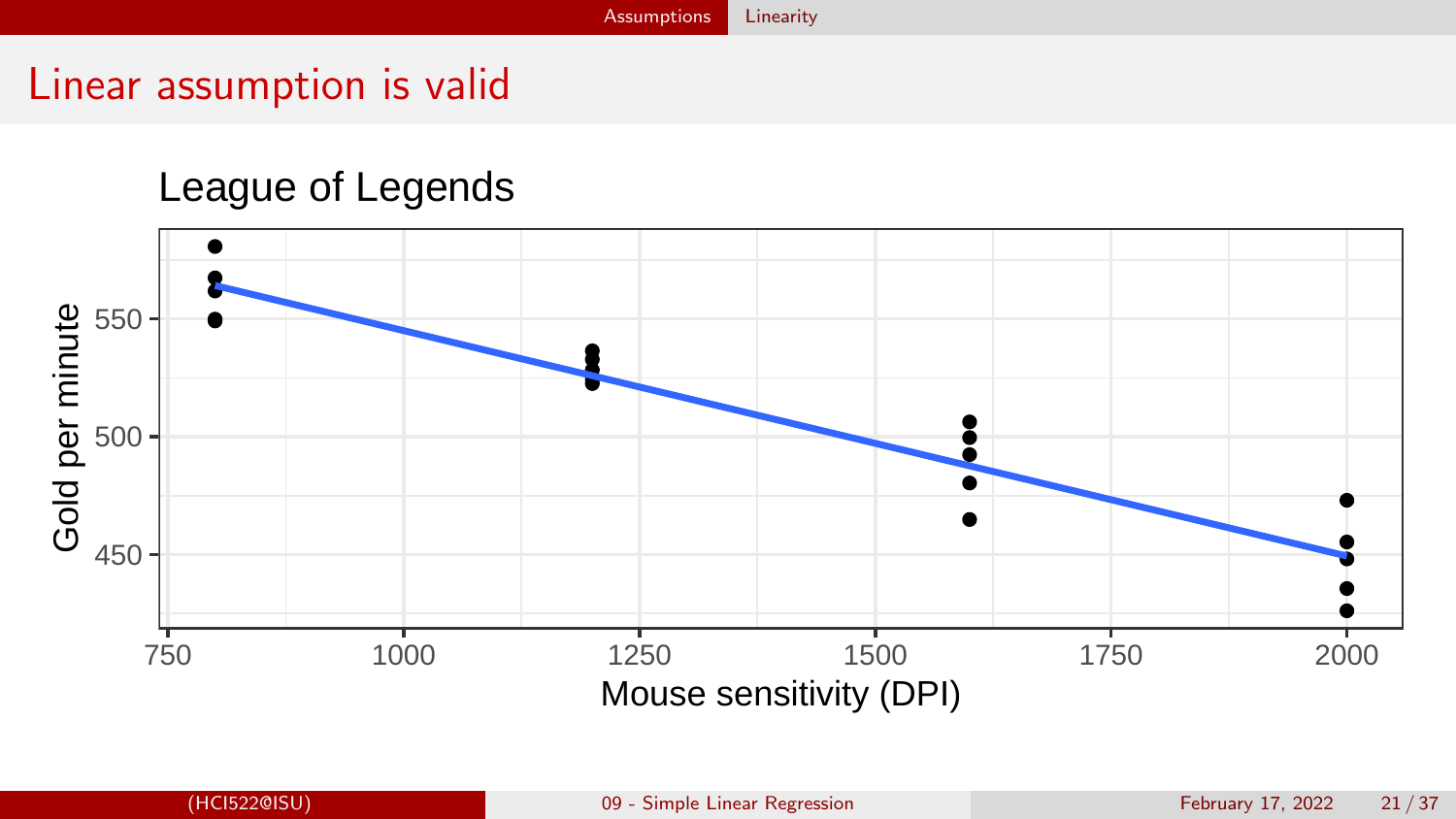# Linear assumption is valid

League of Legends

Gold per minute

Mouse sensitivity (DPI)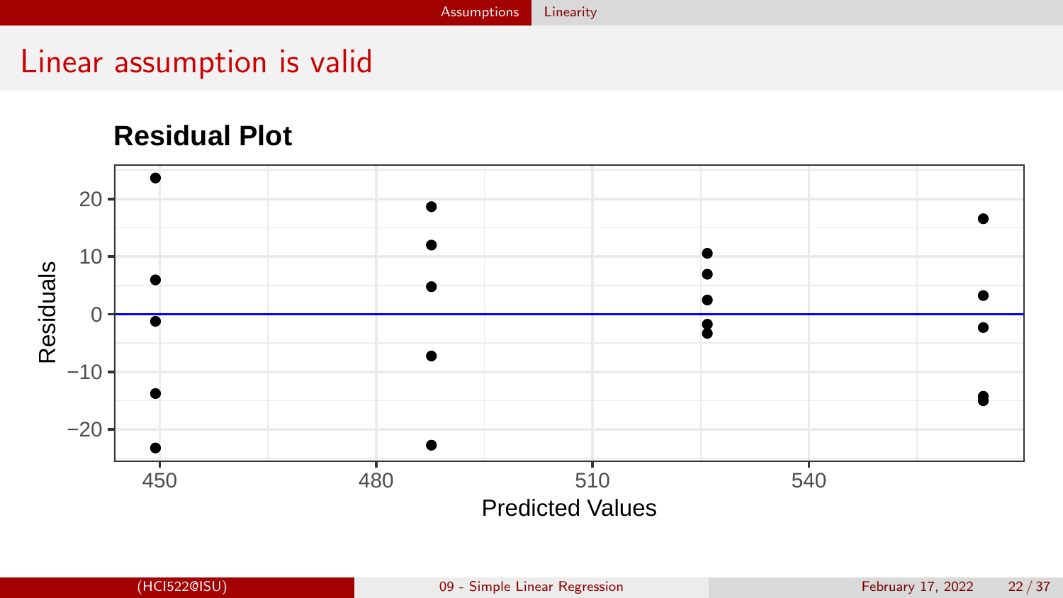# Linear assumption is valid

**Residual Plot**

Residuals

Predicted Values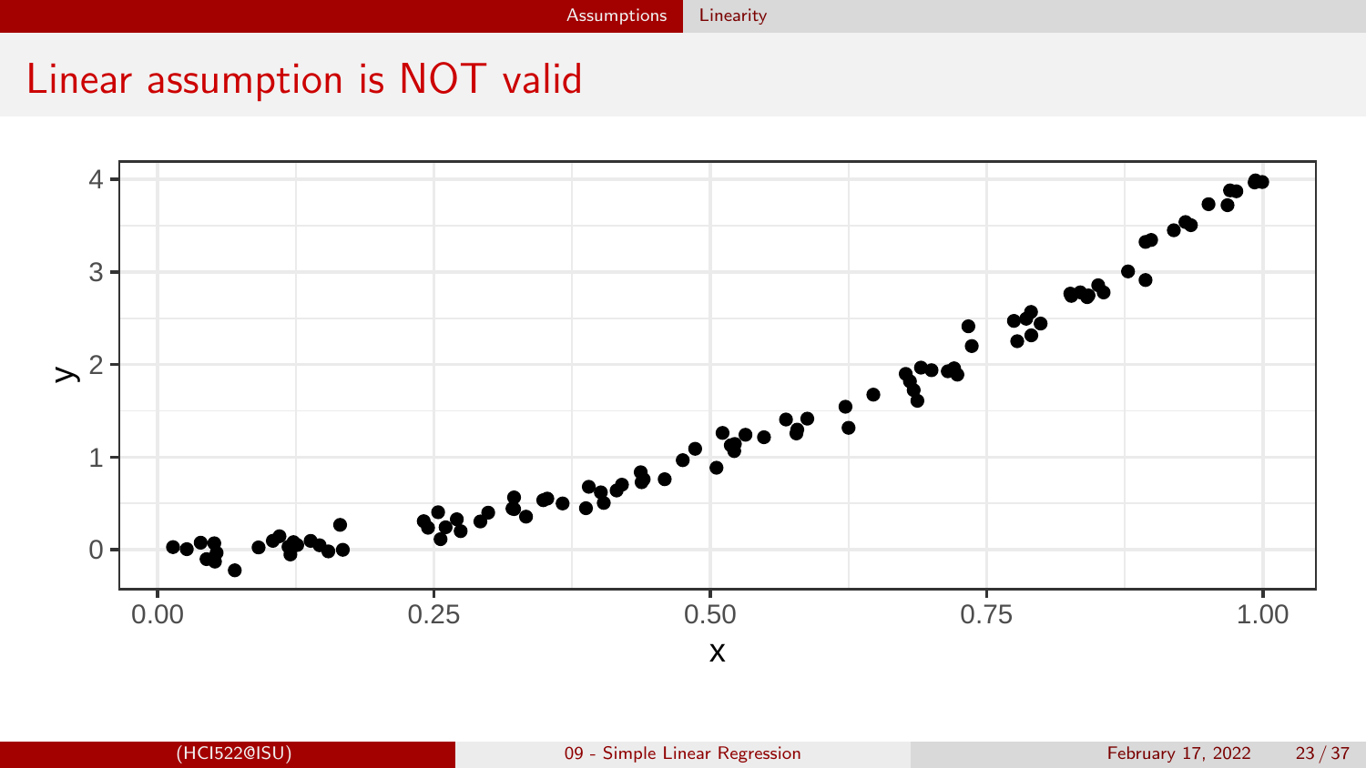# Linear assumption is NOT valid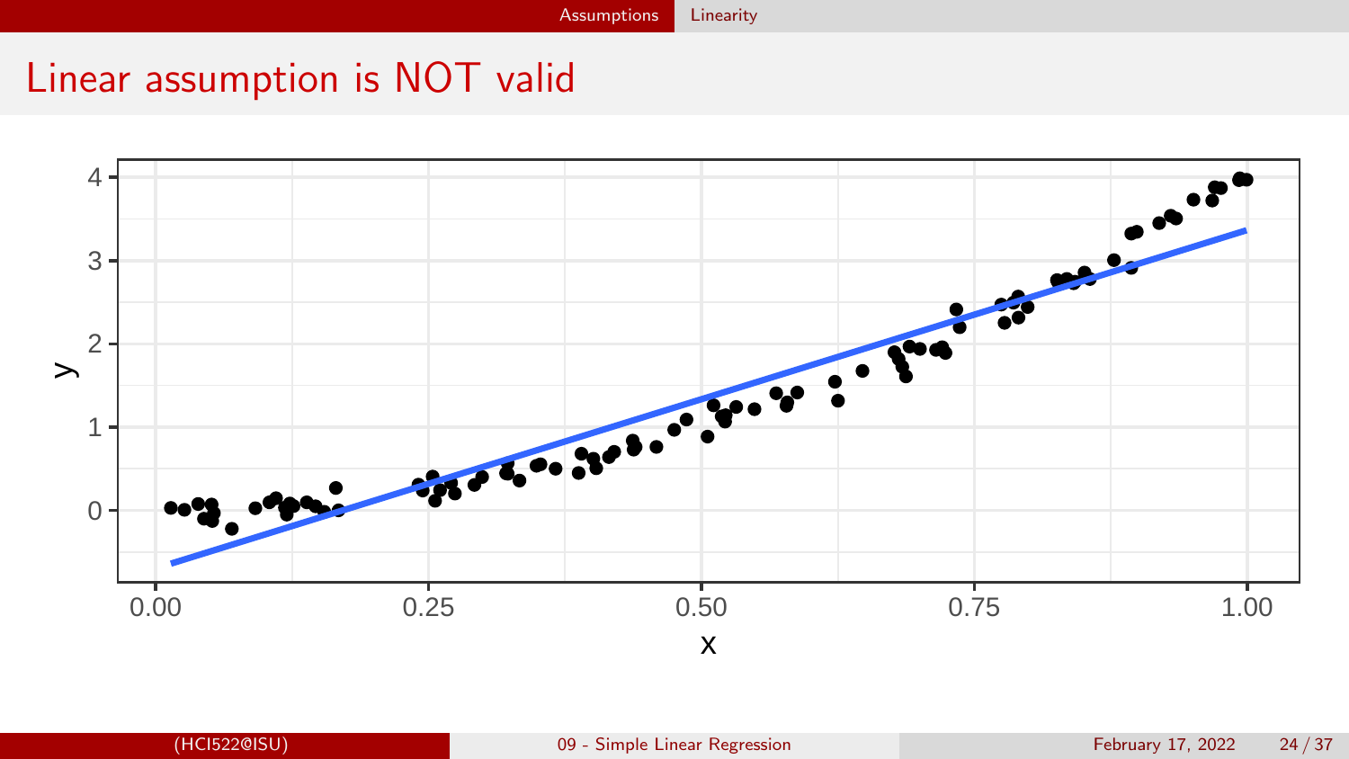# Linear assumption is NOT valid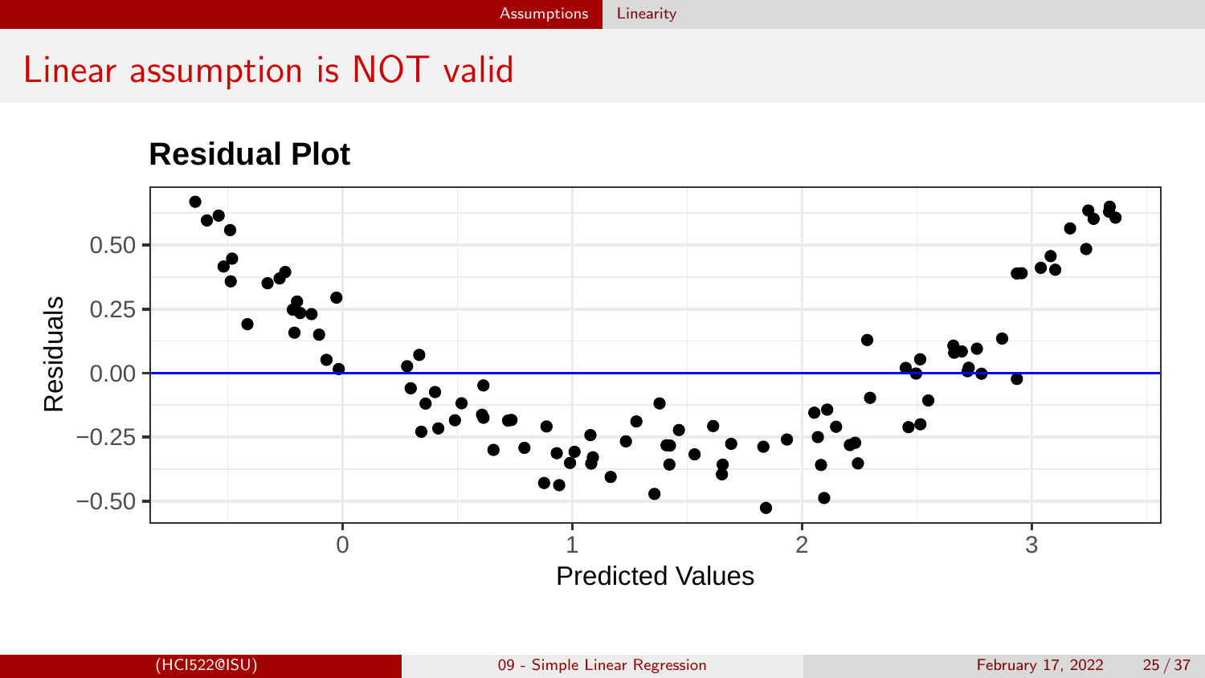# Linear assumption is NOT valid

**Residual Plot**

Residuals

0.50
0.25
0.00
−0.25
−0.50

0 1 2 3

Predicted Values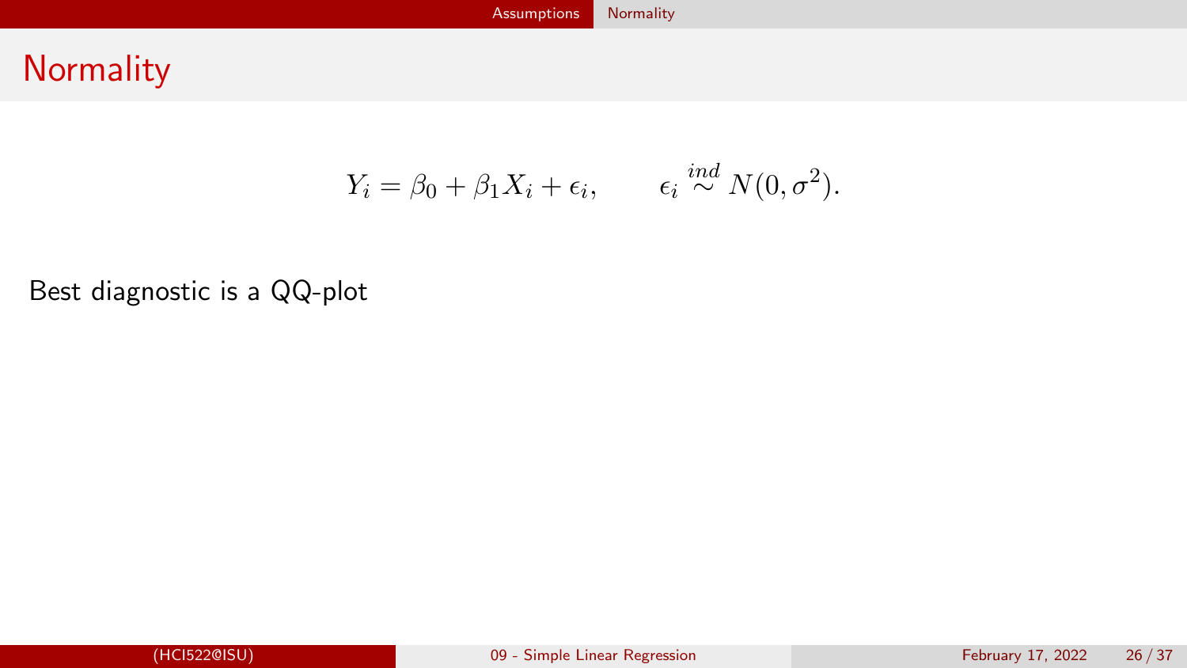# Normality

$$Y_i = \beta_0 + \beta_1 X_i + \epsilon_i, \qquad \epsilon_i \stackrel{ind}{\sim} N(0, \sigma^2).$$

Best diagnostic is a QQ-plot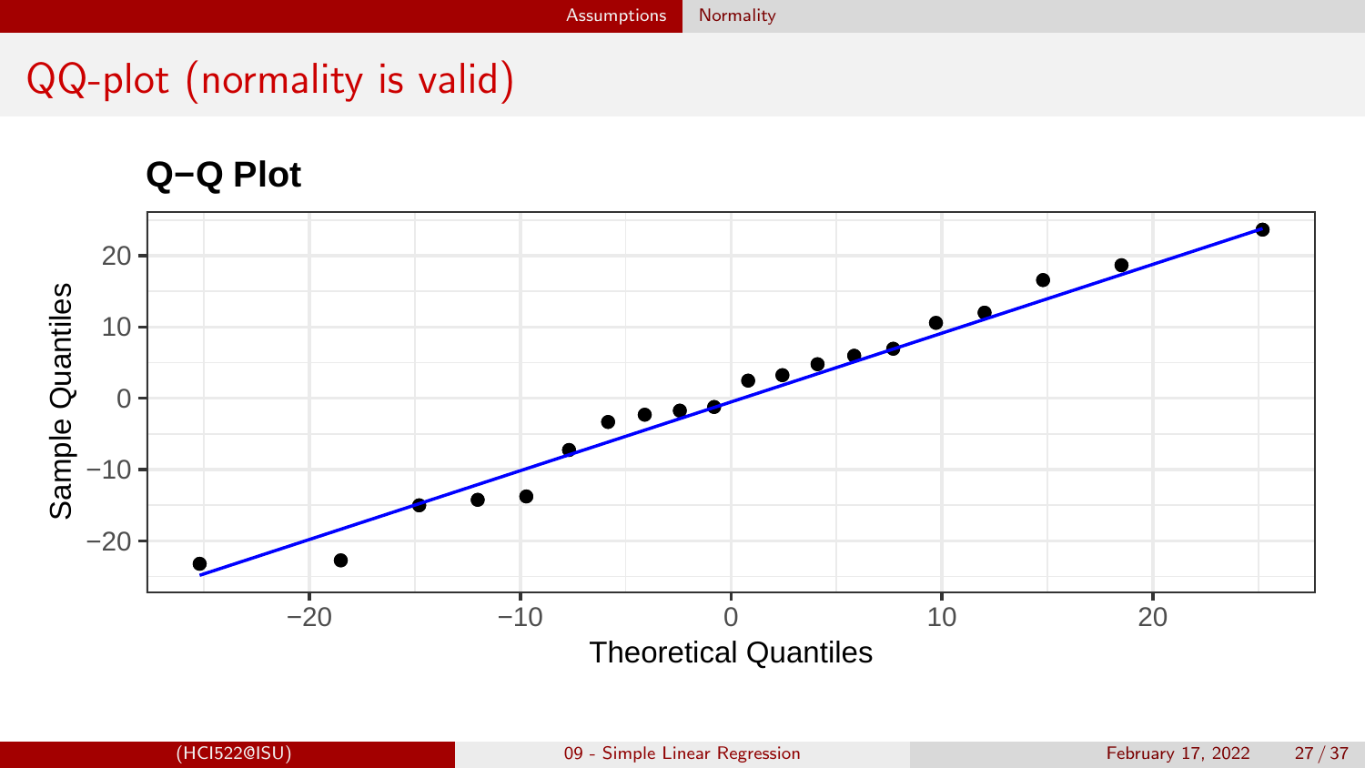# QQ-plot (normality is valid)

**Q−Q Plot**

Sample Quantiles

Theoretical Quantiles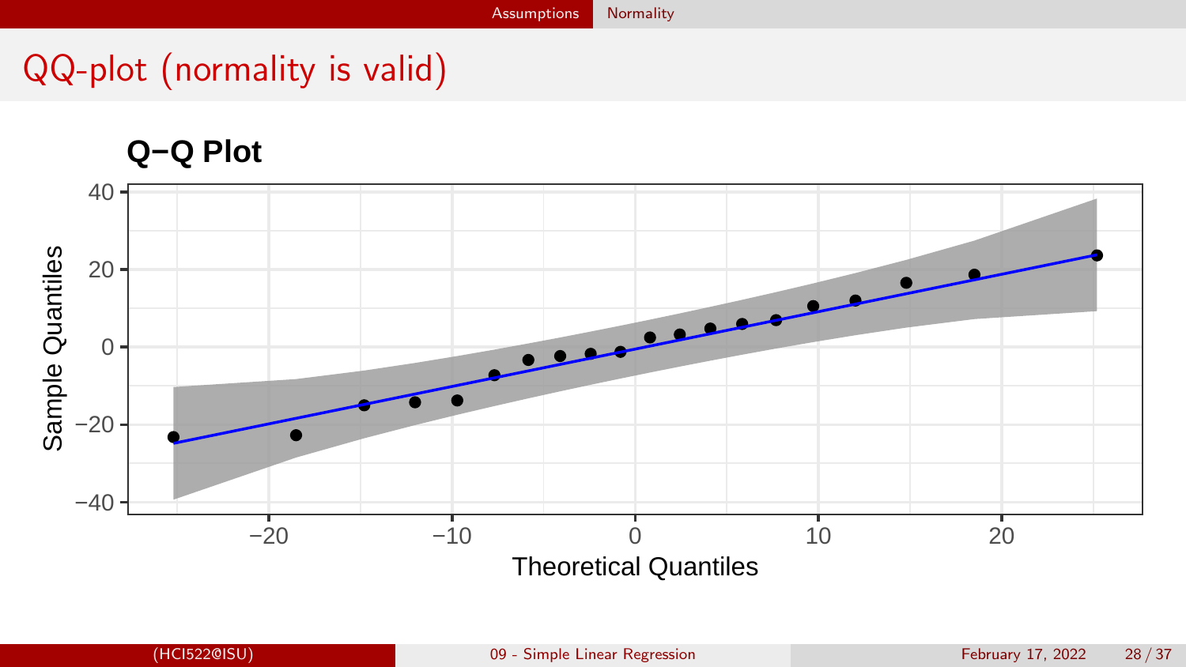# QQ-plot (normality is valid)

**Q−Q Plot**

Sample Quantiles

Theoretical Quantiles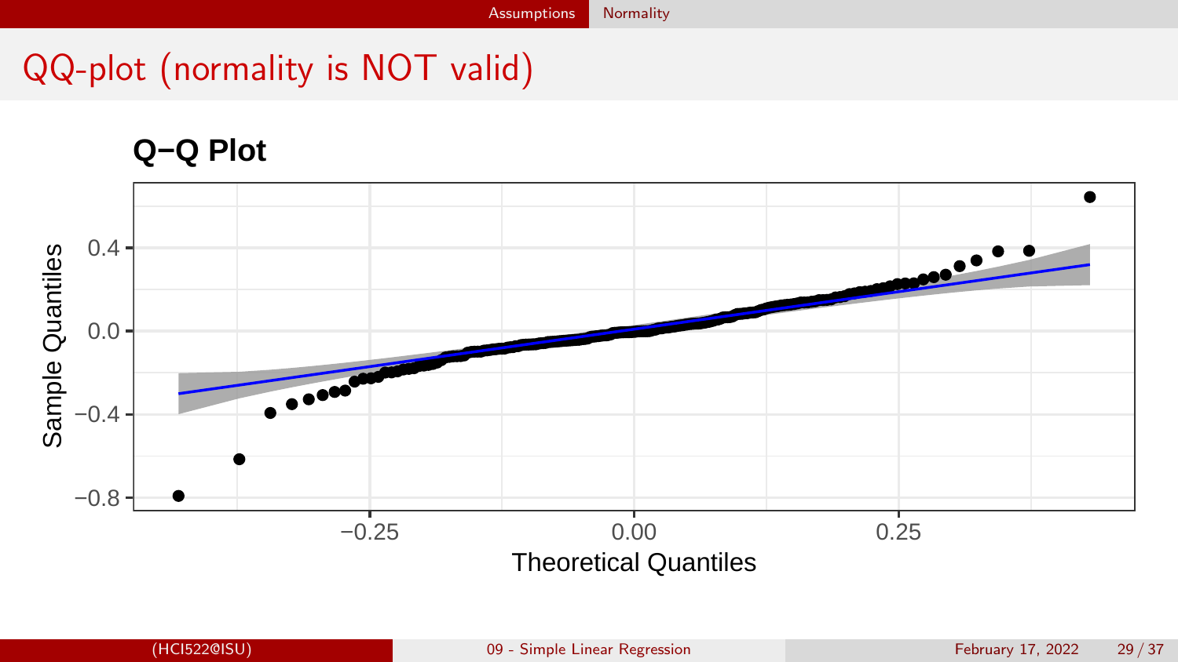# QQ-plot (normality is NOT valid)

**Q–Q Plot**

Sample Quantiles

Theoretical Quantiles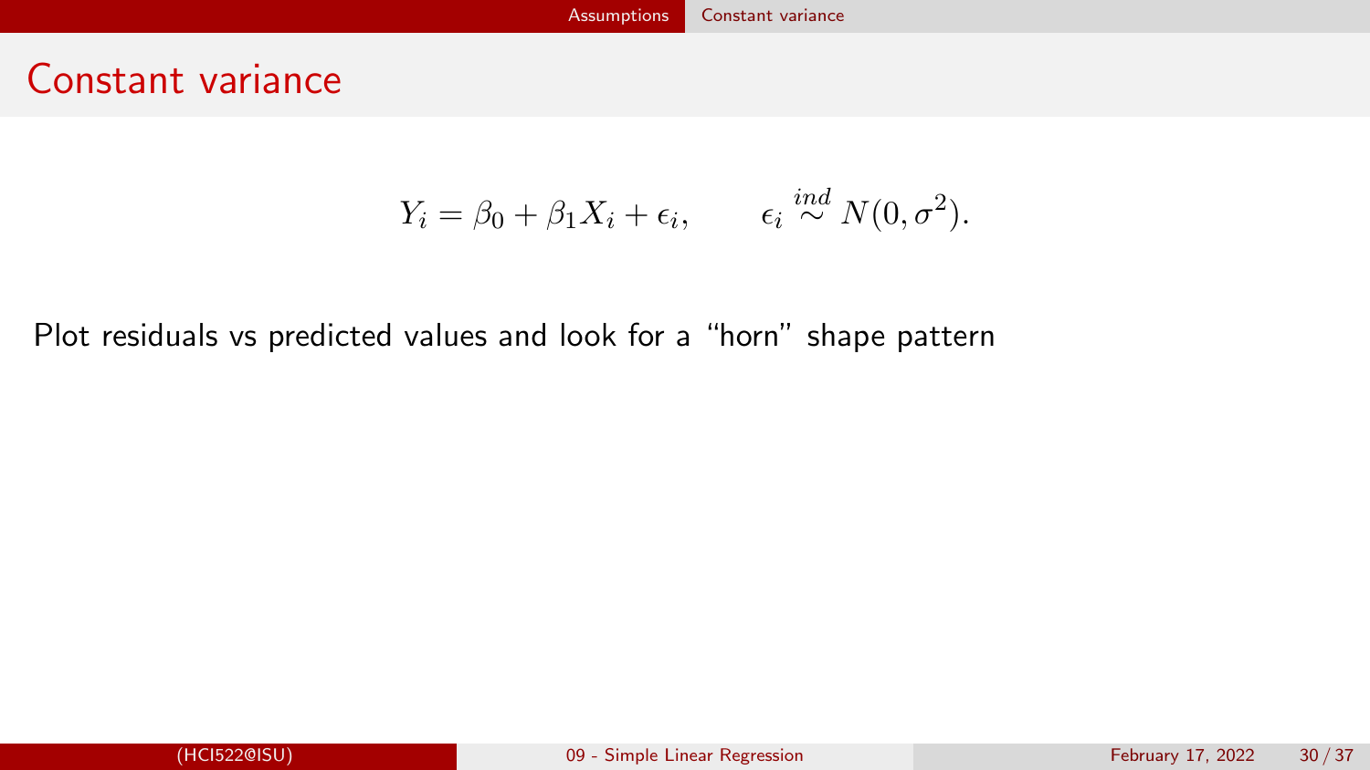# Constant variance

$$Y_i = \beta_0 + \beta_1 X_i + \epsilon_i, \qquad \epsilon_i \stackrel{ind}{\sim} N(0, \sigma^2).$$

Plot residuals vs predicted values and look for a "horn" shape pattern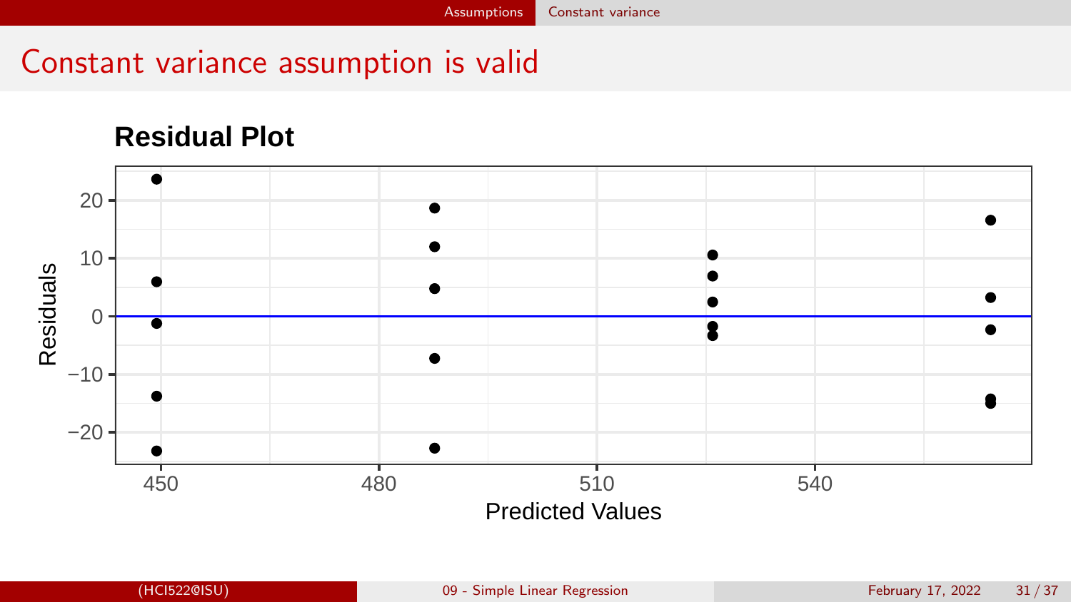# Constant variance assumption is valid

**Residual Plot**

Residuals vs. Predicted Values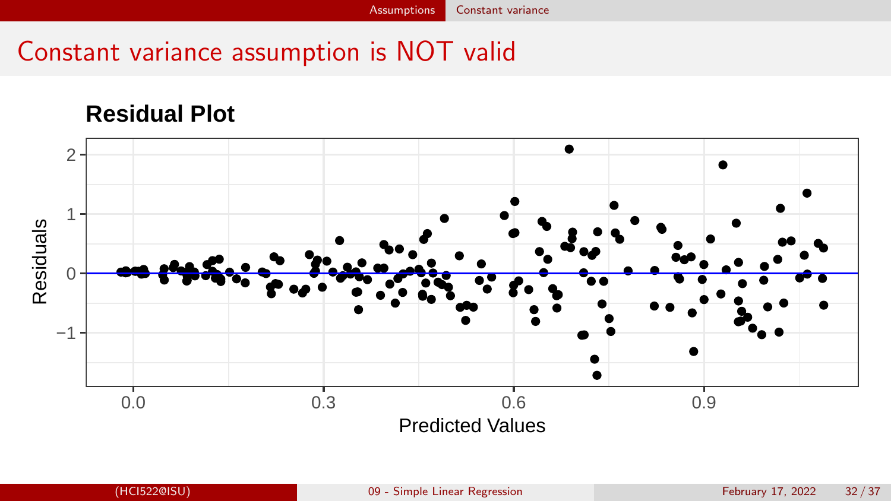# Constant variance assumption is NOT valid

**Residual Plot**

Residuals vs. Predicted Values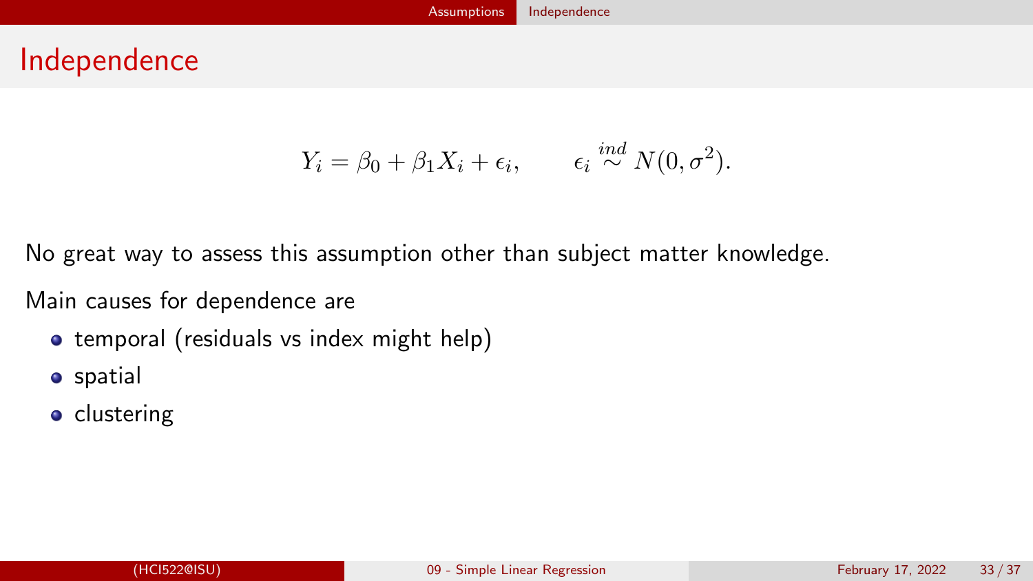# Independence

$$Y_i = \beta_0 + \beta_1 X_i + \epsilon_i, \qquad \epsilon_i \overset{ind}{\sim} N(0, \sigma^2).$$

No great way to assess this assumption other than subject matter knowledge.

Main causes for dependence are

- temporal (residuals vs index might help)
- spatial
- clustering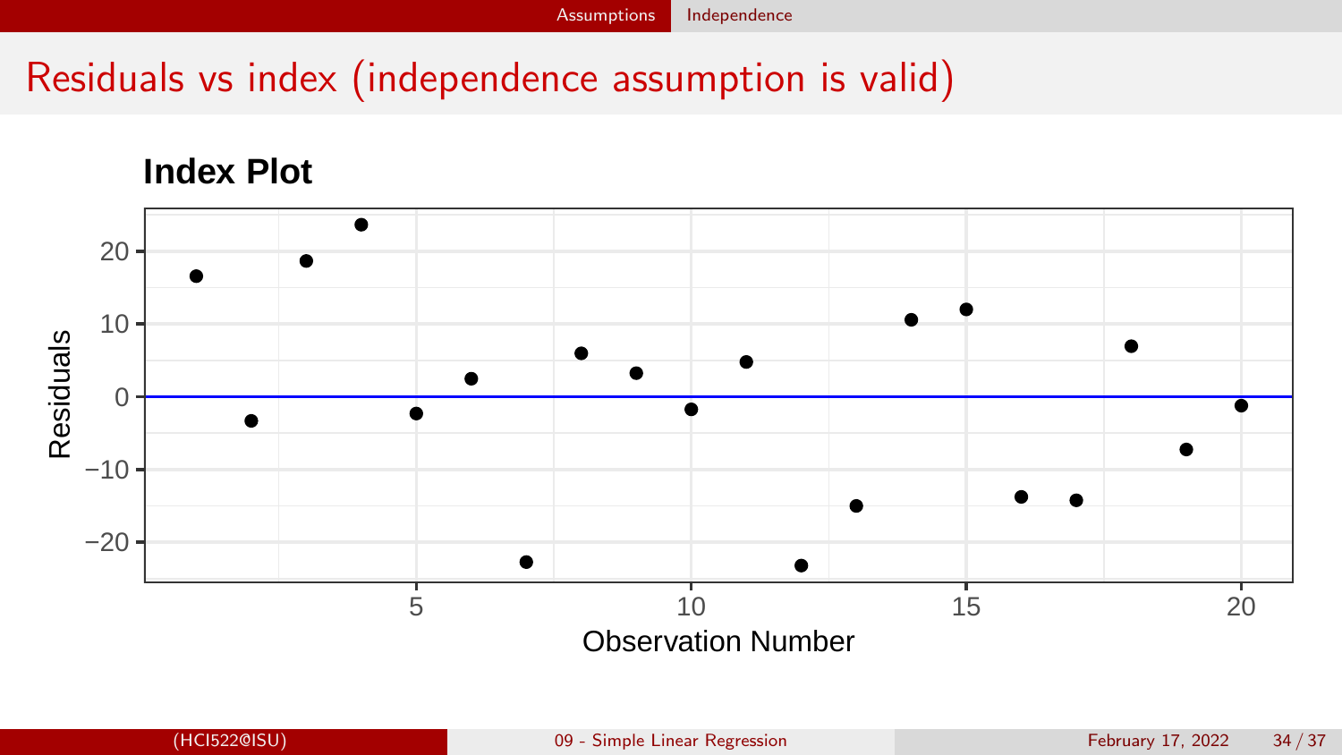# Residuals vs index (independence assumption is valid)

**Index Plot**

Residuals

20

10

0

−10

−20

5 10 15 20

Observation Number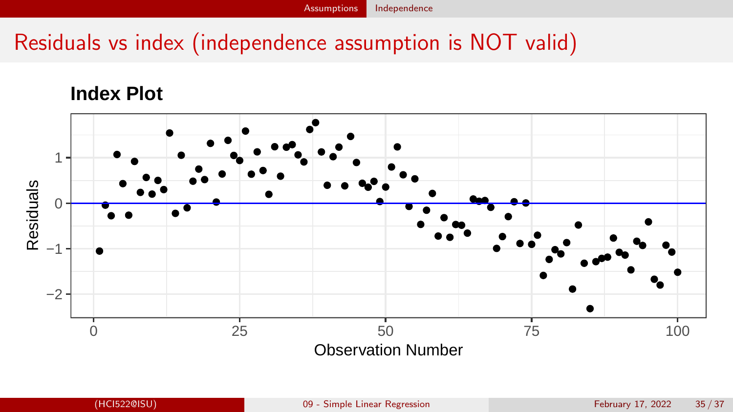# Residuals vs index (independence assumption is NOT valid)

**Index Plot**

Residuals

Observation Number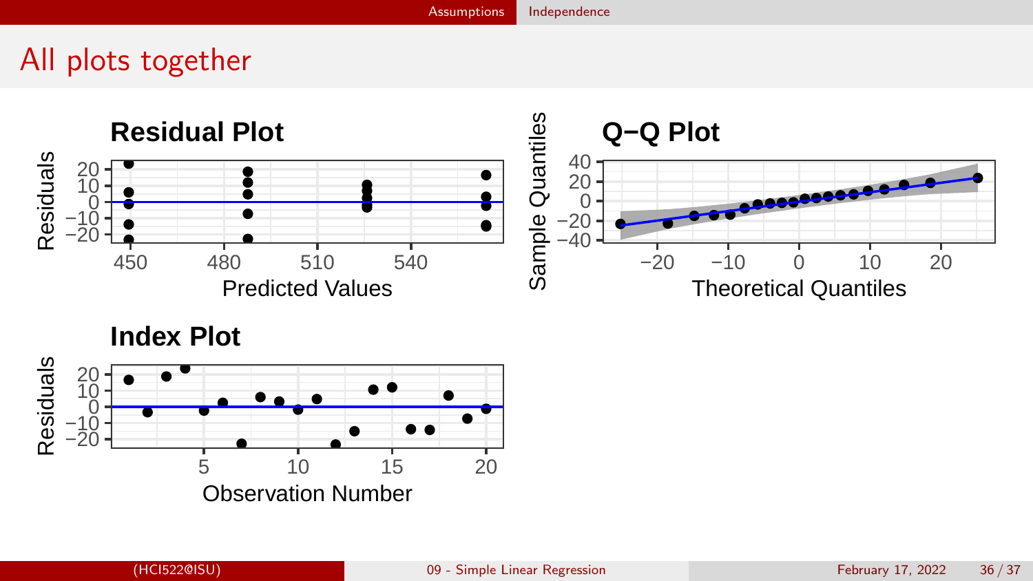# All plots together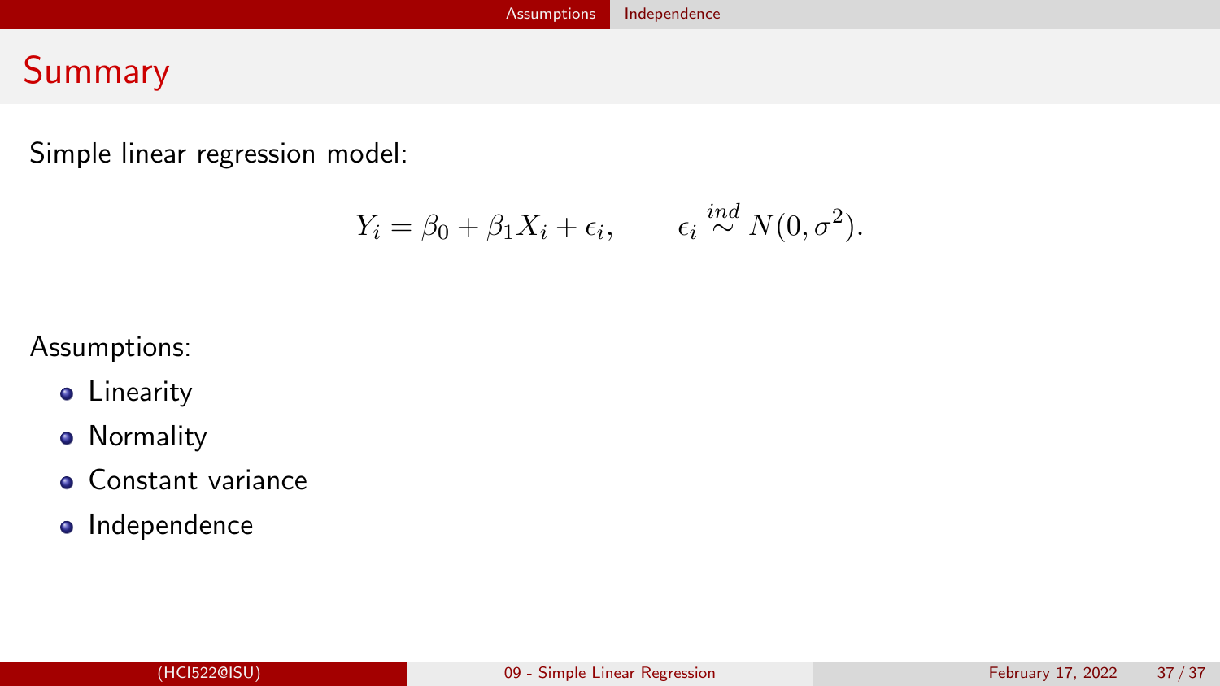# Summary

Simple linear regression model:

$$Y_i = \beta_0 + \beta_1 X_i + \epsilon_i, \qquad \epsilon_i \stackrel{ind}{\sim} N(0, \sigma^2).$$

Assumptions:

- Linearity
- Normality
- Constant variance
- Independence